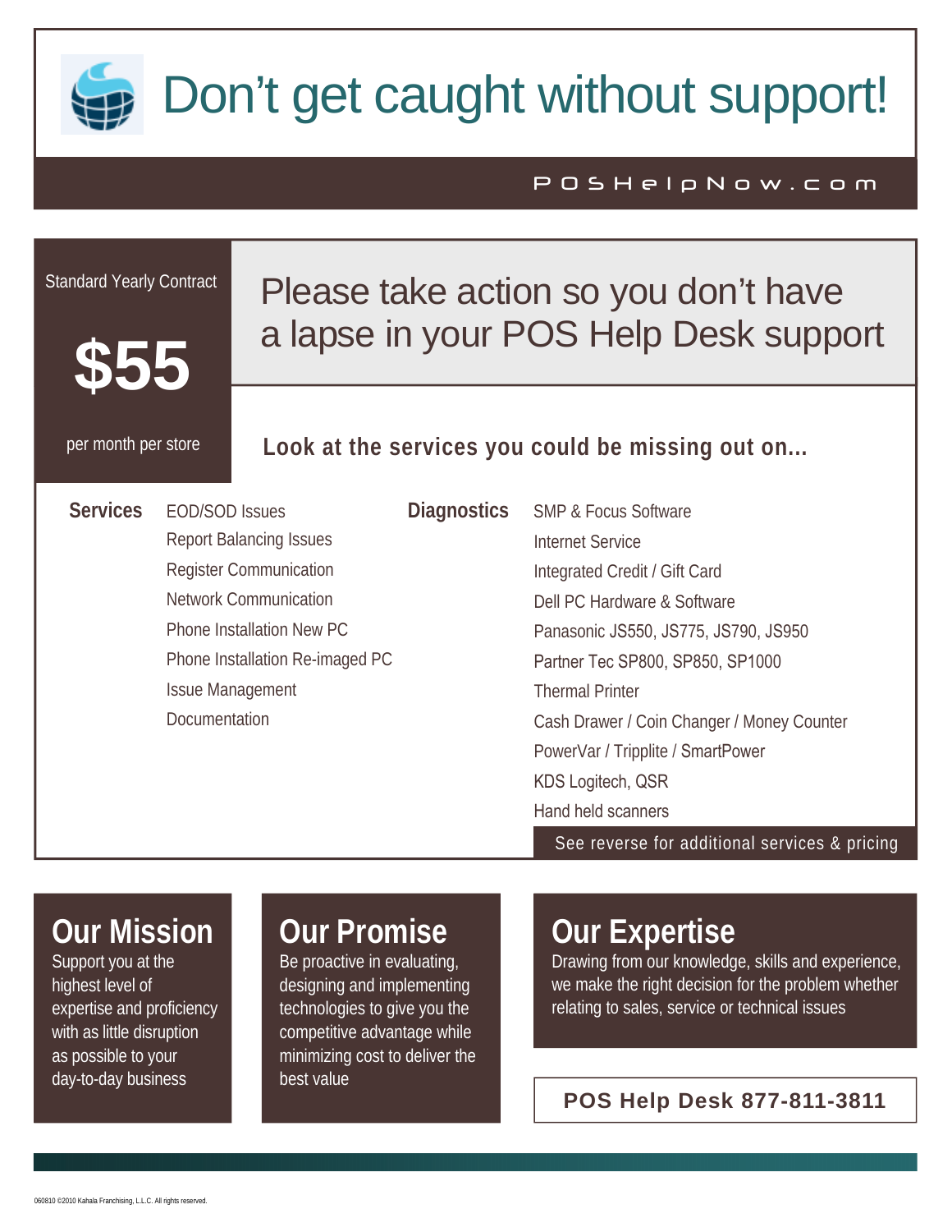# Don’t get caught without support!

POSHelpNow.com

Standard Yearly Contract

**$55**

per month per store

## Please take action so you don’t have a lapse in your POS Help Desk support

**Look at the services you could be missing out on...**

**Services**

- EOD/SOD Issues
- Report Balancing Issues
- Register Communication
- Network Communication
- Phone Installation New PC
- Phone Installation Re-imaged PC
- Issue Management
- Documentation

**Diagnostics**

- SMP & Focus Software
- Internet Service
- Integrated Credit / Gift Card
- Dell PC Hardware & Software
- Panasonic JS550, JS775, JS790, JS950
- Partner Tec SP800, SP850, SP1000
- Thermal Printer
- Cash Drawer / Coin Changer / Money Counter
- PowerVar / Tripplite / SmartPower
- KDS Logitech, QSR
- Hand held scanners

See reverse for additional services & pricing

## Our Mission

Support you at the highest level of expertise and proficiency with as little disruption as possible to your day-to-day business

## Our Promise

Be proactive in evaluating, designing and implementing technologies to give you the competitive advantage while minimizing cost to deliver the best value

## Our Expertise

Drawing from our knowledge, skills and experience, we make the right decision for the problem whether relating to sales, service or technical issues

**POS Help Desk 877-811-3811**

060810 ©2010 Kahala Franchising, L.L.C. All rights reserved.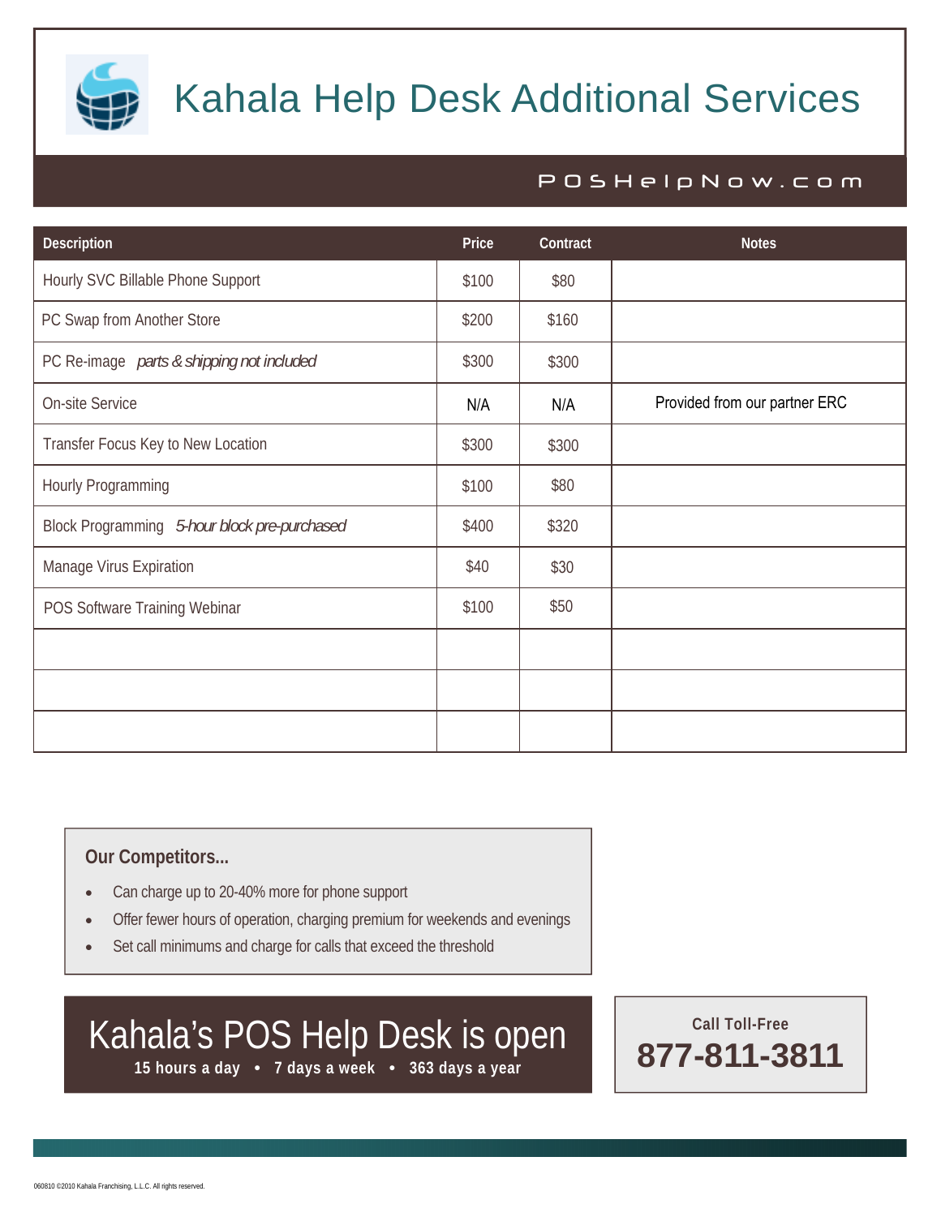# Kahala Help Desk Additional Services

POSHelpNow.com

| Description | Price | Contract | Notes |
|---|---|---|---|
| Hourly SVC Billable Phone Support | $100 | $80 | |
| PC Swap from Another Store | $200 | $160 | |
| PC Re-image *parts & shipping not included* | $300 | $300 | |
| On-site Service | N/A | N/A | Provided from our partner ERC |
| Transfer Focus Key to New Location | $300 | $300 | |
| Hourly Programming | $100 | $80 | |
| Block Programming *5-hour block pre-purchased* | $400 | $320 | |
| Manage Virus Expiration | $40 | $30 | |
| POS Software Training Webinar | $100 | $50 | |
| | | | |
| | | | |
| | | | |

### Our Competitors...

- Can charge up to 20-40% more for phone support
- Offer fewer hours of operation, charging premium for weekends and evenings
- Set call minimums and charge for calls that exceed the threshold

## Kahala's POS Help Desk is open

**15 hours a day • 7 days a week • 363 days a year**

**Call Toll-Free**

**877-811-3811**

060810 ©2010 Kahala Franchising, L.L.C. All rights reserved.